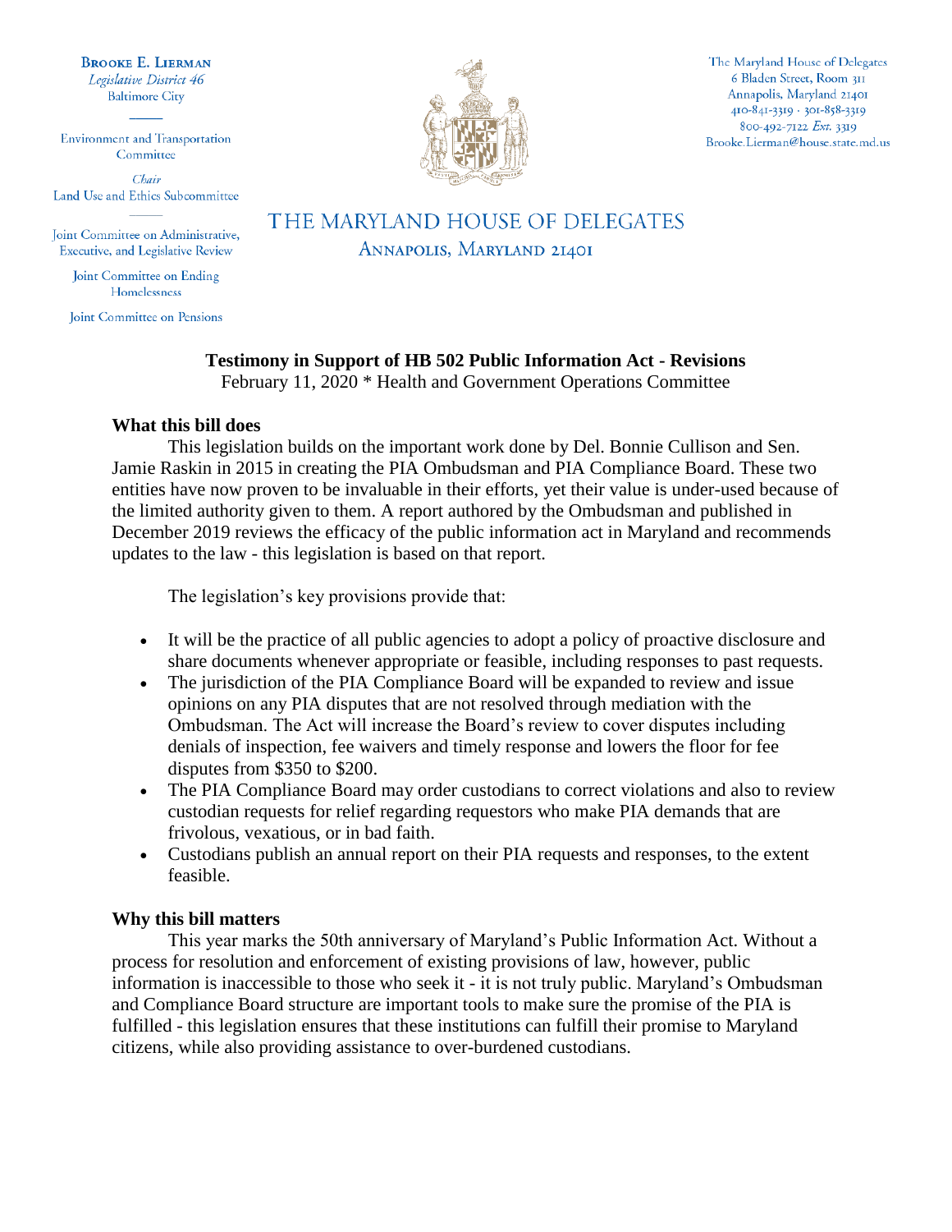**Brooke E. Lierman**
*Legislative District 46*
Baltimore City

Environment and Transportation Committee

*Chair*
Land Use and Ethics Subcommittee

Joint Committee on Administrative, Executive, and Legislative Review

Joint Committee on Ending Homelessness

Joint Committee on Pensions

The Maryland House of Delegates
6 Bladen Street, Room 311
Annapolis, Maryland 21401
410-841-3319 · 301-858-3319
800-492-7122 *Ext.* 3319
Brooke.Lierman@house.state.md.us

# THE MARYLAND HOUSE OF DELEGATES

Annapolis, Maryland 21401

**Testimony in Support of HB 502 Public Information Act - Revisions**
February 11, 2020 * Health and Government Operations Committee

**What this bill does**

This legislation builds on the important work done by Del. Bonnie Cullison and Sen. Jamie Raskin in 2015 in creating the PIA Ombudsman and PIA Compliance Board. These two entities have now proven to be invaluable in their efforts, yet their value is under-used because of the limited authority given to them. A report authored by the Ombudsman and published in December 2019 reviews the efficacy of the public information act in Maryland and recommends updates to the law - this legislation is based on that report.

The legislation's key provisions provide that:

- It will be the practice of all public agencies to adopt a policy of proactive disclosure and share documents whenever appropriate or feasible, including responses to past requests.
- The jurisdiction of the PIA Compliance Board will be expanded to review and issue opinions on any PIA disputes that are not resolved through mediation with the Ombudsman. The Act will increase the Board's review to cover disputes including denials of inspection, fee waivers and timely response and lowers the floor for fee disputes from $350 to $200.
- The PIA Compliance Board may order custodians to correct violations and also to review custodian requests for relief regarding requestors who make PIA demands that are frivolous, vexatious, or in bad faith.
- Custodians publish an annual report on their PIA requests and responses, to the extent feasible.

**Why this bill matters**

This year marks the 50th anniversary of Maryland's Public Information Act. Without a process for resolution and enforcement of existing provisions of law, however, public information is inaccessible to those who seek it - it is not truly public. Maryland's Ombudsman and Compliance Board structure are important tools to make sure the promise of the PIA is fulfilled - this legislation ensures that these institutions can fulfill their promise to Maryland citizens, while also providing assistance to over-burdened custodians.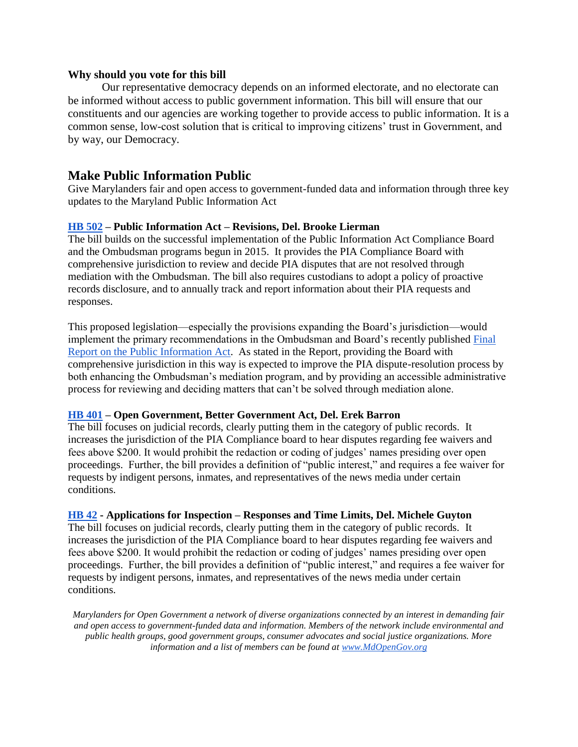**Why should you vote for this bill**

Our representative democracy depends on an informed electorate, and no electorate can be informed without access to public government information. This bill will ensure that our constituents and our agencies are working together to provide access to public information. It is a common sense, low-cost solution that is critical to improving citizens' trust in Government, and by way, our Democracy.

## Make Public Information Public

Give Marylanders fair and open access to government-funded data and information through three key updates to the Maryland Public Information Act

**HB 502 – Public Information Act – Revisions, Del. Brooke Lierman**

The bill builds on the successful implementation of the Public Information Act Compliance Board and the Ombudsman programs begun in 2015. It provides the PIA Compliance Board with comprehensive jurisdiction to review and decide PIA disputes that are not resolved through mediation with the Ombudsman. The bill also requires custodians to adopt a policy of proactive records disclosure, and to annually track and report information about their PIA requests and responses.

This proposed legislation—especially the provisions expanding the Board's jurisdiction—would implement the primary recommendations in the Ombudsman and Board's recently published Final Report on the Public Information Act. As stated in the Report, providing the Board with comprehensive jurisdiction in this way is expected to improve the PIA dispute-resolution process by both enhancing the Ombudsman's mediation program, and by providing an accessible administrative process for reviewing and deciding matters that can't be solved through mediation alone.

**HB 401 – Open Government, Better Government Act, Del. Erek Barron**

The bill focuses on judicial records, clearly putting them in the category of public records. It increases the jurisdiction of the PIA Compliance board to hear disputes regarding fee waivers and fees above $200. It would prohibit the redaction or coding of judges' names presiding over open proceedings. Further, the bill provides a definition of "public interest," and requires a fee waiver for requests by indigent persons, inmates, and representatives of the news media under certain conditions.

**HB 42 - Applications for Inspection – Responses and Time Limits, Del. Michele Guyton**

The bill focuses on judicial records, clearly putting them in the category of public records. It increases the jurisdiction of the PIA Compliance board to hear disputes regarding fee waivers and fees above $200. It would prohibit the redaction or coding of judges' names presiding over open proceedings. Further, the bill provides a definition of "public interest," and requires a fee waiver for requests by indigent persons, inmates, and representatives of the news media under certain conditions.

*Marylanders for Open Government a network of diverse organizations connected by an interest in demanding fair and open access to government-funded data and information. Members of the network include environmental and public health groups, good government groups, consumer advocates and social justice organizations. More information and a list of members can be found at www.MdOpenGov.org*